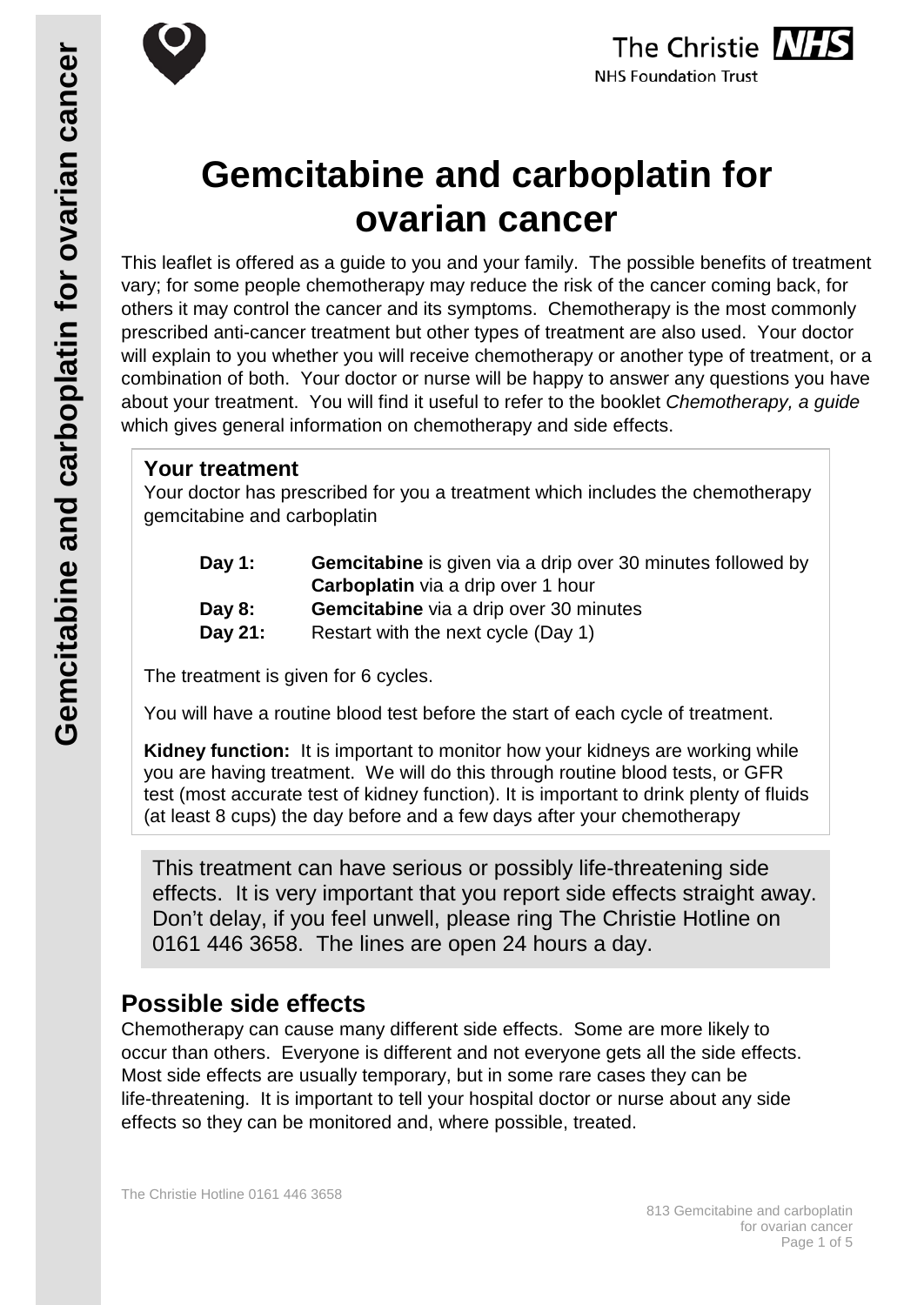# Gemcitabine and carboplatin for ovarian cancer

This leaflet is offered as a guide to you and your family. The possible benefits of treatment vary; for some people chemotherapy may reduce the risk of the cancer coming back, for others it may control the cancer and its symptoms. Chemotherapy is the most commonly prescribed anti-cancer treatment but other types of treatment are also used. Your doctor will explain to you whether you will receive chemotherapy or another type of treatment, or a combination of both. Your doctor or nurse will be happy to answer any questions you have about your treatment. You will find it useful to refer to the booklet *Chemotherapy, a guide* which gives general information on chemotherapy and side effects.

## Your treatment

Your doctor has prescribed for you a treatment which includes the chemotherapy gemcitabine and carboplatin

| | |
|---|---|
| **Day 1:** | **Gemcitabine** is given via a drip over 30 minutes followed by **Carboplatin** via a drip over 1 hour |
| **Day 8:** | **Gemcitabine** via a drip over 30 minutes |
| **Day 21:** | Restart with the next cycle (Day 1) |

The treatment is given for 6 cycles.

You will have a routine blood test before the start of each cycle of treatment.

**Kidney function:** It is important to monitor how your kidneys are working while you are having treatment. We will do this through routine blood tests, or GFR test (most accurate test of kidney function). It is important to drink plenty of fluids (at least 8 cups) the day before and a few days after your chemotherapy

This treatment can have serious or possibly life-threatening side effects. It is very important that you report side effects straight away. Don't delay, if you feel unwell, please ring The Christie Hotline on 0161 446 3658. The lines are open 24 hours a day.

## Possible side effects

Chemotherapy can cause many different side effects. Some are more likely to occur than others. Everyone is different and not everyone gets all the side effects. Most side effects are usually temporary, but in some rare cases they can be life-threatening. It is important to tell your hospital doctor or nurse about any side effects so they can be monitored and, where possible, treated.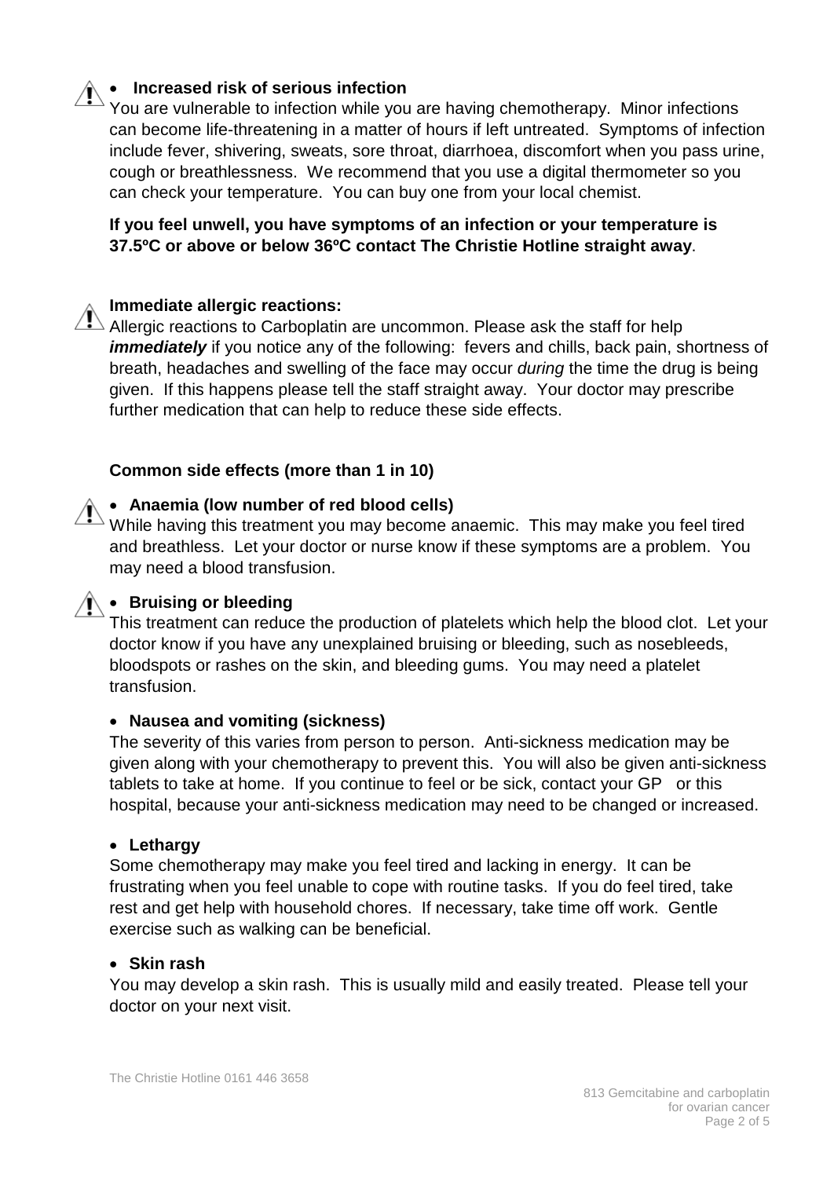- **Increased risk of serious infection**

You are vulnerable to infection while you are having chemotherapy. Minor infections can become life-threatening in a matter of hours if left untreated. Symptoms of infection include fever, shivering, sweats, sore throat, diarrhoea, discomfort when you pass urine, cough or breathlessness. We recommend that you use a digital thermometer so you can check your temperature. You can buy one from your local chemist.

**If you feel unwell, you have symptoms of an infection or your temperature is 37.5ºC or above or below 36ºC contact The Christie Hotline straight away**.

**Immediate allergic reactions:**

Allergic reactions to Carboplatin are uncommon. Please ask the staff for help ***immediately*** if you notice any of the following: fevers and chills, back pain, shortness of breath, headaches and swelling of the face may occur *during* the time the drug is being given. If this happens please tell the staff straight away. Your doctor may prescribe further medication that can help to reduce these side effects.

**Common side effects (more than 1 in 10)**

- **Anaemia (low number of red blood cells)**

While having this treatment you may become anaemic. This may make you feel tired and breathless. Let your doctor or nurse know if these symptoms are a problem. You may need a blood transfusion.

- **Bruising or bleeding**

This treatment can reduce the production of platelets which help the blood clot. Let your doctor know if you have any unexplained bruising or bleeding, such as nosebleeds, bloodspots or rashes on the skin, and bleeding gums. You may need a platelet transfusion.

- **Nausea and vomiting (sickness)**

The severity of this varies from person to person. Anti-sickness medication may be given along with your chemotherapy to prevent this. You will also be given anti-sickness tablets to take at home. If you continue to feel or be sick, contact your GP or this hospital, because your anti-sickness medication may need to be changed or increased.

- **Lethargy**

Some chemotherapy may make you feel tired and lacking in energy. It can be frustrating when you feel unable to cope with routine tasks. If you do feel tired, take rest and get help with household chores. If necessary, take time off work. Gentle exercise such as walking can be beneficial.

- **Skin rash**

You may develop a skin rash. This is usually mild and easily treated. Please tell your doctor on your next visit.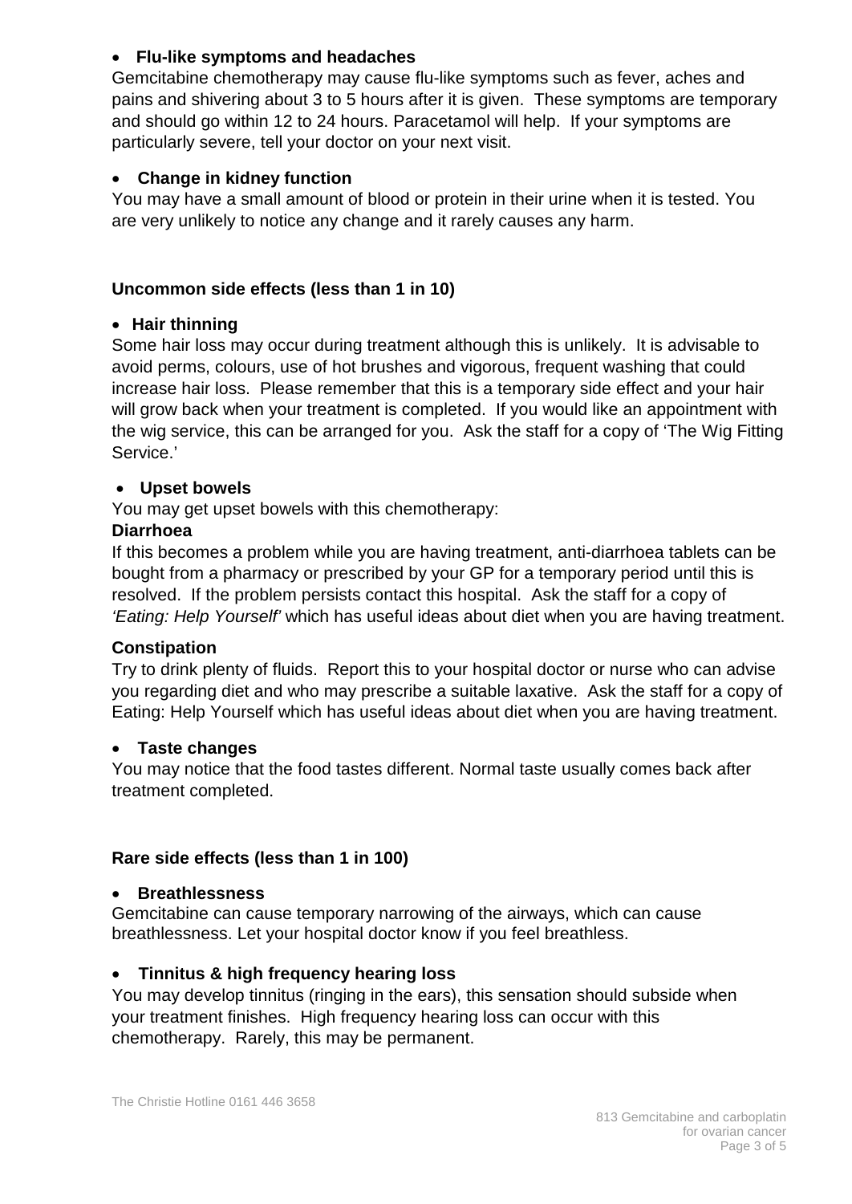- **Flu-like symptoms and headaches**

Gemcitabine chemotherapy may cause flu-like symptoms such as fever, aches and pains and shivering about 3 to 5 hours after it is given. These symptoms are temporary and should go within 12 to 24 hours. Paracetamol will help. If your symptoms are particularly severe, tell your doctor on your next visit.

- **Change in kidney function**

You may have a small amount of blood or protein in their urine when it is tested. You are very unlikely to notice any change and it rarely causes any harm.

**Uncommon side effects (less than 1 in 10)**

- **Hair thinning**

Some hair loss may occur during treatment although this is unlikely. It is advisable to avoid perms, colours, use of hot brushes and vigorous, frequent washing that could increase hair loss. Please remember that this is a temporary side effect and your hair will grow back when your treatment is completed. If you would like an appointment with the wig service, this can be arranged for you. Ask the staff for a copy of 'The Wig Fitting Service.'

- **Upset bowels**

You may get upset bowels with this chemotherapy:

**Diarrhoea**

If this becomes a problem while you are having treatment, anti-diarrhoea tablets can be bought from a pharmacy or prescribed by your GP for a temporary period until this is resolved. If the problem persists contact this hospital. Ask the staff for a copy of *'Eating: Help Yourself'* which has useful ideas about diet when you are having treatment.

**Constipation**

Try to drink plenty of fluids. Report this to your hospital doctor or nurse who can advise you regarding diet and who may prescribe a suitable laxative. Ask the staff for a copy of Eating: Help Yourself which has useful ideas about diet when you are having treatment.

- **Taste changes**

You may notice that the food tastes different. Normal taste usually comes back after treatment completed.

**Rare side effects (less than 1 in 100)**

- **Breathlessness**

Gemcitabine can cause temporary narrowing of the airways, which can cause breathlessness. Let your hospital doctor know if you feel breathless.

- **Tinnitus & high frequency hearing loss**

You may develop tinnitus (ringing in the ears), this sensation should subside when your treatment finishes. High frequency hearing loss can occur with this chemotherapy. Rarely, this may be permanent.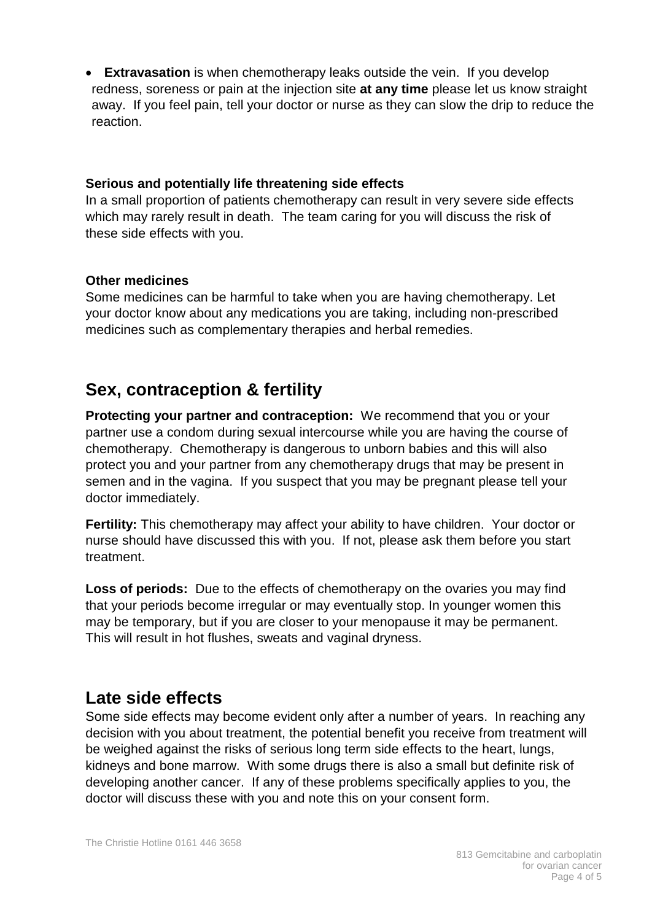- **Extravasation** is when chemotherapy leaks outside the vein. If you develop redness, soreness or pain at the injection site **at any time** please let us know straight away. If you feel pain, tell your doctor or nurse as they can slow the drip to reduce the reaction.

### Serious and potentially life threatening side effects

In a small proportion of patients chemotherapy can result in very severe side effects which may rarely result in death. The team caring for you will discuss the risk of these side effects with you.

### Other medicines

Some medicines can be harmful to take when you are having chemotherapy. Let your doctor know about any medications you are taking, including non-prescribed medicines such as complementary therapies and herbal remedies.

## Sex, contraception & fertility

**Protecting your partner and contraception:** We recommend that you or your partner use a condom during sexual intercourse while you are having the course of chemotherapy. Chemotherapy is dangerous to unborn babies and this will also protect you and your partner from any chemotherapy drugs that may be present in semen and in the vagina. If you suspect that you may be pregnant please tell your doctor immediately.

**Fertility:** This chemotherapy may affect your ability to have children. Your doctor or nurse should have discussed this with you. If not, please ask them before you start treatment.

**Loss of periods:** Due to the effects of chemotherapy on the ovaries you may find that your periods become irregular or may eventually stop. In younger women this may be temporary, but if you are closer to your menopause it may be permanent. This will result in hot flushes, sweats and vaginal dryness.

## Late side effects

Some side effects may become evident only after a number of years. In reaching any decision with you about treatment, the potential benefit you receive from treatment will be weighed against the risks of serious long term side effects to the heart, lungs, kidneys and bone marrow. With some drugs there is also a small but definite risk of developing another cancer. If any of these problems specifically applies to you, the doctor will discuss these with you and note this on your consent form.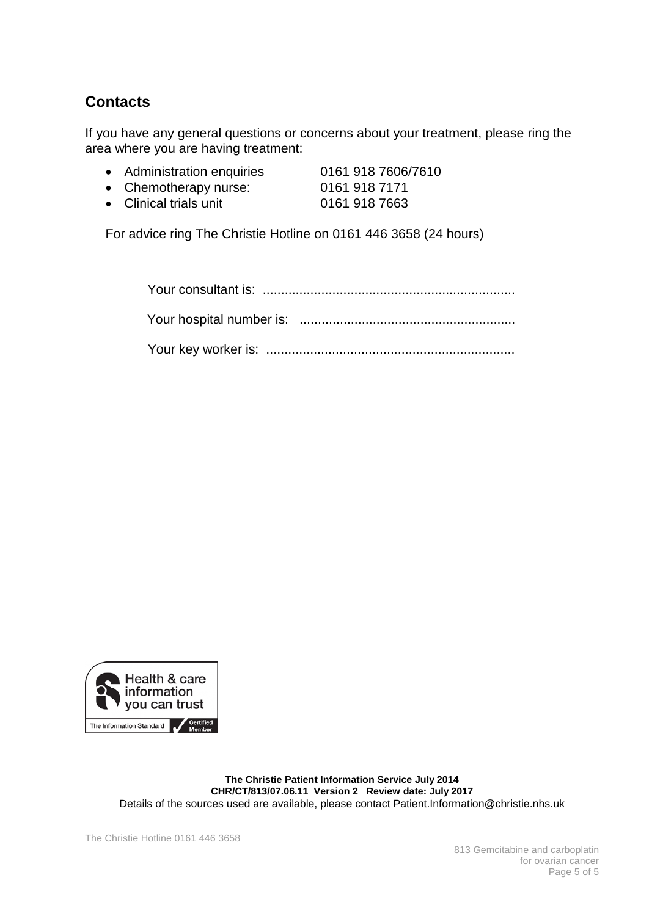## Contacts

If you have any general questions or concerns about your treatment, please ring the area where you are having treatment:

- Administration enquiries 0161 918 7606/7610
- Chemotherapy nurse: 0161 918 7171
- Clinical trials unit 0161 918 7663

For advice ring The Christie Hotline on 0161 446 3658 (24 hours)

Your consultant is: ....................................................................

Your hospital number is: ..........................................................

Your key worker is: ...................................................................

Health & care information you can trust

The Information Standard Certified Member

**The Christie Patient Information Service July 2014**
**CHR/CT/813/07.06.11 Version 2 Review date: July 2017**
Details of the sources used are available, please contact Patient.Information@christie.nhs.uk